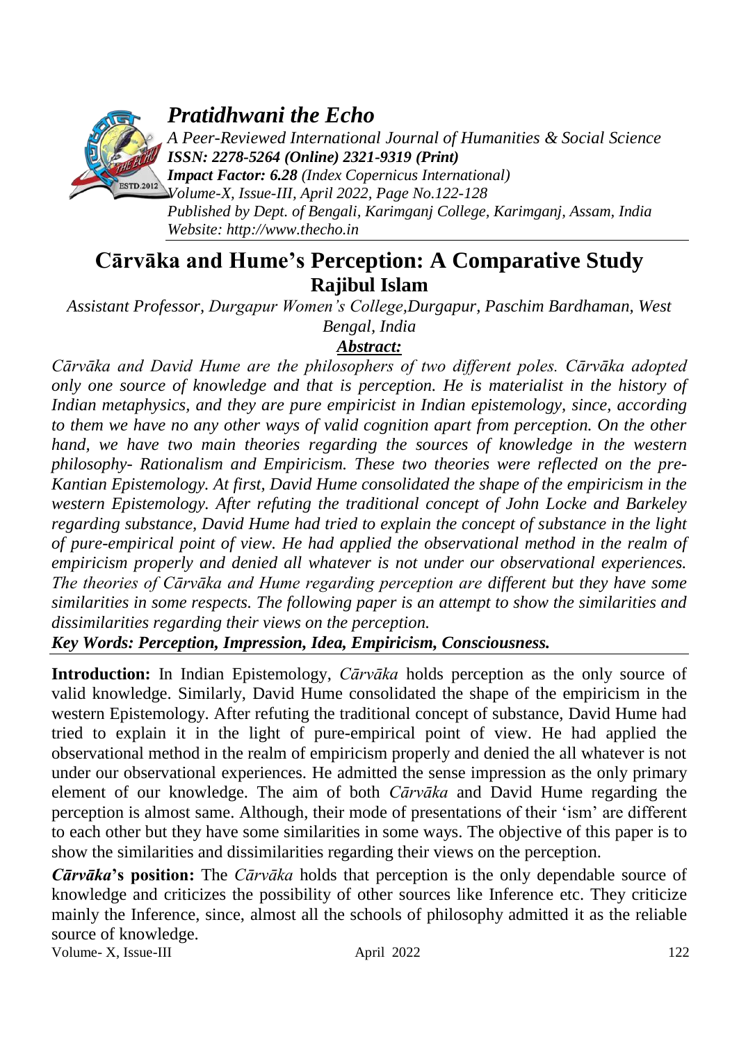# Pratidhwani the Echo

*A Peer-Reviewed International Journal of Humanities & Social Science*
***ISSN: 2278-5264 (Online) 2321-9319 (Print)***
***Impact Factor: 6.28** (Index Copernicus International)*
*Volume-X, Issue-III, April 2022, Page No.122-128*
*Published by Dept. of Bengali, Karimganj College, Karimganj, Assam, India*
*Website: http://www.thecho.in*

## Cārvāka and Hume's Perception: A Comparative Study

**Rajibul Islam**

*Assistant Professor, Durgapur Women's College,Durgapur, Paschim Bardhaman, West Bengal, India*

***Abstract:***

*Cārvāka and David Hume are the philosophers of two different poles. Cārvāka adopted only one source of knowledge and that is perception. He is materialist in the history of Indian metaphysics, and they are pure empiricist in Indian epistemology, since, according to them we have no any other ways of valid cognition apart from perception. On the other hand, we have two main theories regarding the sources of knowledge in the western philosophy- Rationalism and Empiricism. These two theories were reflected on the pre-Kantian Epistemology. At first, David Hume consolidated the shape of the empiricism in the western Epistemology. After refuting the traditional concept of John Locke and Barkeley regarding substance, David Hume had tried to explain the concept of substance in the light of pure-empirical point of view. He had applied the observational method in the realm of empiricism properly and denied all whatever is not under our observational experiences. The theories of Cārvāka and Hume regarding perception are different but they have some similarities in some respects. The following paper is an attempt to show the similarities and dissimilarities regarding their views on the perception.*

***Key Words: Perception, Impression, Idea, Empiricism, Consciousness.***

**Introduction:** In Indian Epistemology, *Cārvāka* holds perception as the only source of valid knowledge. Similarly, David Hume consolidated the shape of the empiricism in the western Epistemology. After refuting the traditional concept of substance, David Hume had tried to explain it in the light of pure-empirical point of view. He had applied the observational method in the realm of empiricism properly and denied the all whatever is not under our observational experiences. He admitted the sense impression as the only primary element of our knowledge. The aim of both *Cārvāka* and David Hume regarding the perception is almost same. Although, their mode of presentations of their 'ism' are different to each other but they have some similarities in some ways. The objective of this paper is to show the similarities and dissimilarities regarding their views on the perception.

***Cārvāka*'s position:** The *Cārvāka* holds that perception is the only dependable source of knowledge and criticizes the possibility of other sources like Inference etc. They criticize mainly the Inference, since, almost all the schools of philosophy admitted it as the reliable source of knowledge.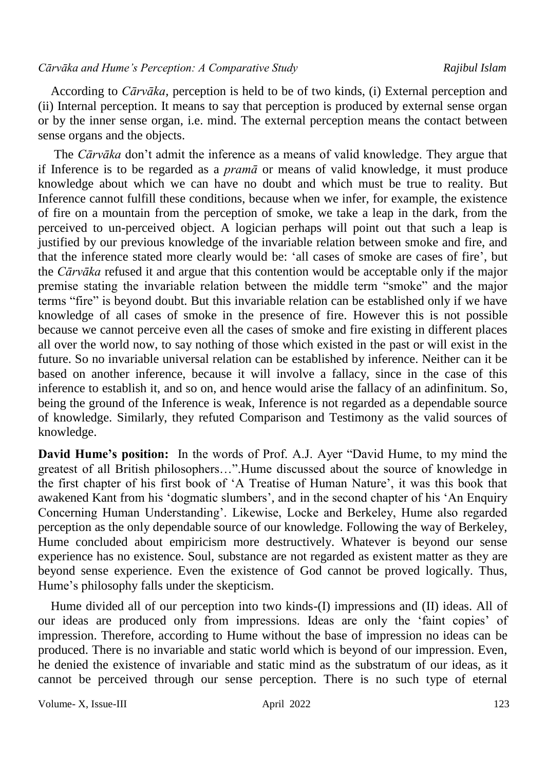According to *Cārvāka*, perception is held to be of two kinds, (i) External perception and (ii) Internal perception. It means to say that perception is produced by external sense organ or by the inner sense organ, i.e. mind. The external perception means the contact between sense organs and the objects.

The *Cārvāka* don't admit the inference as a means of valid knowledge. They argue that if Inference is to be regarded as a *pramā* or means of valid knowledge, it must produce knowledge about which we can have no doubt and which must be true to reality. But Inference cannot fulfill these conditions, because when we infer, for example, the existence of fire on a mountain from the perception of smoke, we take a leap in the dark, from the perceived to un-perceived object. A logician perhaps will point out that such a leap is justified by our previous knowledge of the invariable relation between smoke and fire, and that the inference stated more clearly would be: 'all cases of smoke are cases of fire', but the *Cārvāka* refused it and argue that this contention would be acceptable only if the major premise stating the invariable relation between the middle term "smoke" and the major terms "fire" is beyond doubt. But this invariable relation can be established only if we have knowledge of all cases of smoke in the presence of fire. However this is not possible because we cannot perceive even all the cases of smoke and fire existing in different places all over the world now, to say nothing of those which existed in the past or will exist in the future. So no invariable universal relation can be established by inference. Neither can it be based on another inference, because it will involve a fallacy, since in the case of this inference to establish it, and so on, and hence would arise the fallacy of an adinfinitum. So, being the ground of the Inference is weak, Inference is not regarded as a dependable source of knowledge. Similarly, they refuted Comparison and Testimony as the valid sources of knowledge.

**David Hume's position:** In the words of Prof. A.J. Ayer "David Hume, to my mind the greatest of all British philosophers…".Hume discussed about the source of knowledge in the first chapter of his first book of 'A Treatise of Human Nature', it was this book that awakened Kant from his 'dogmatic slumbers', and in the second chapter of his 'An Enquiry Concerning Human Understanding'. Likewise, Locke and Berkeley, Hume also regarded perception as the only dependable source of our knowledge. Following the way of Berkeley, Hume concluded about empiricism more destructively. Whatever is beyond our sense experience has no existence. Soul, substance are not regarded as existent matter as they are beyond sense experience. Even the existence of God cannot be proved logically. Thus, Hume's philosophy falls under the skepticism.

Hume divided all of our perception into two kinds-(I) impressions and (II) ideas. All of our ideas are produced only from impressions. Ideas are only the 'faint copies' of impression. Therefore, according to Hume without the base of impression no ideas can be produced. There is no invariable and static world which is beyond of our impression. Even, he denied the existence of invariable and static mind as the substratum of our ideas, as it cannot be perceived through our sense perception. There is no such type of eternal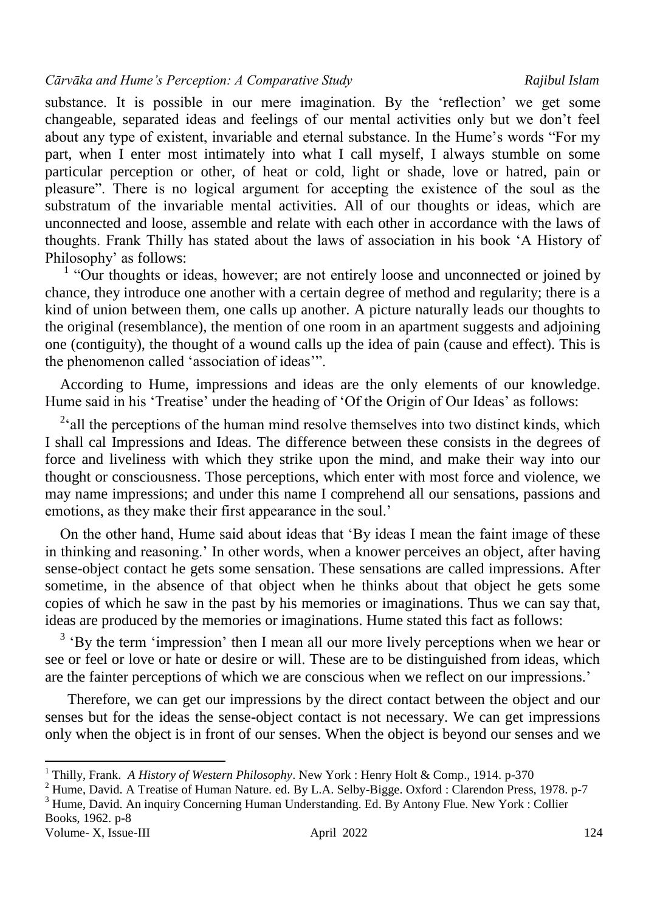substance. It is possible in our mere imagination. By the 'reflection' we get some changeable, separated ideas and feelings of our mental activities only but we don't feel about any type of existent, invariable and eternal substance. In the Hume's words "For my part, when I enter most intimately into what I call myself, I always stumble on some particular perception or other, of heat or cold, light or shade, love or hatred, pain or pleasure". There is no logical argument for accepting the existence of the soul as the substratum of the invariable mental activities. All of our thoughts or ideas, which are unconnected and loose, assemble and relate with each other in accordance with the laws of thoughts. Frank Thilly has stated about the laws of association in his book 'A History of Philosophy' as follows:

[1] "Our thoughts or ideas, however; are not entirely loose and unconnected or joined by chance, they introduce one another with a certain degree of method and regularity; there is a kind of union between them, one calls up another. A picture naturally leads our thoughts to the original (resemblance), the mention of one room in an apartment suggests and adjoining one (contiguity), the thought of a wound calls up the idea of pain (cause and effect). This is the phenomenon called 'association of ideas'".

According to Hume, impressions and ideas are the only elements of our knowledge. Hume said in his 'Treatise' under the heading of 'Of the Origin of Our Ideas' as follows:

[2]'all the perceptions of the human mind resolve themselves into two distinct kinds, which I shall cal Impressions and Ideas. The difference between these consists in the degrees of force and liveliness with which they strike upon the mind, and make their way into our thought or consciousness. Those perceptions, which enter with most force and violence, we may name impressions; and under this name I comprehend all our sensations, passions and emotions, as they make their first appearance in the soul.'

On the other hand, Hume said about ideas that 'By ideas I mean the faint image of these in thinking and reasoning.' In other words, when a knower perceives an object, after having sense-object contact he gets some sensation. These sensations are called impressions. After sometime, in the absence of that object when he thinks about that object he gets some copies of which he saw in the past by his memories or imaginations. Thus we can say that, ideas are produced by the memories or imaginations. Hume stated this fact as follows:

[3] 'By the term 'impression' then I mean all our more lively perceptions when we hear or see or feel or love or hate or desire or will. These are to be distinguished from ideas, which are the fainter perceptions of which we are conscious when we reflect on our impressions.'

Therefore, we can get our impressions by the direct contact between the object and our senses but for the ideas the sense-object contact is not necessary. We can get impressions only when the object is in front of our senses. When the object is beyond our senses and we

---

[1] Thilly, Frank. *A History of Western Philosophy*. New York : Henry Holt & Comp., 1914. p-370

[2] Hume, David. A Treatise of Human Nature. ed. By L.A. Selby-Bigge. Oxford : Clarendon Press, 1978. p-7

[3] Hume, David. An inquiry Concerning Human Understanding. Ed. By Antony Flue. New York : Collier Books, 1962. p-8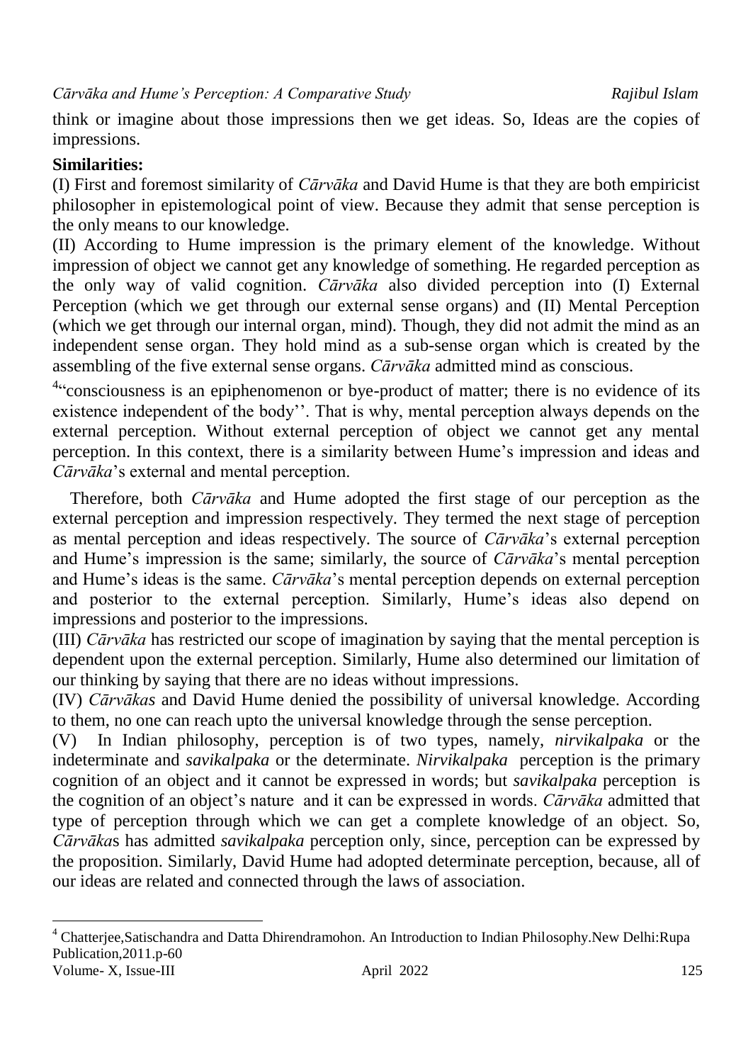think or imagine about those impressions then we get ideas. So, Ideas are the copies of impressions.

**Similarities:**

(I) First and foremost similarity of *Cārvāka* and David Hume is that they are both empiricist philosopher in epistemological point of view. Because they admit that sense perception is the only means to our knowledge.

(II) According to Hume impression is the primary element of the knowledge. Without impression of object we cannot get any knowledge of something. He regarded perception as the only way of valid cognition. *Cārvāka* also divided perception into (I) External Perception (which we get through our external sense organs) and (II) Mental Perception (which we get through our internal organ, mind). Though, they did not admit the mind as an independent sense organ. They hold mind as a sub-sense organ which is created by the assembling of the five external sense organs. *Cārvāka* admitted mind as conscious.

[4]"consciousness is an epiphenomenon or bye-product of matter; there is no evidence of its existence independent of the body''. That is why, mental perception always depends on the external perception. Without external perception of object we cannot get any mental perception. In this context, there is a similarity between Hume's impression and ideas and *Cārvāka*'s external and mental perception.

Therefore, both *Cārvāka* and Hume adopted the first stage of our perception as the external perception and impression respectively. They termed the next stage of perception as mental perception and ideas respectively. The source of *Cārvāka*'s external perception and Hume's impression is the same; similarly, the source of *Cārvāka*'s mental perception and Hume's ideas is the same. *Cārvāka*'s mental perception depends on external perception and posterior to the external perception. Similarly, Hume's ideas also depend on impressions and posterior to the impressions.

(III) *Cārvāka* has restricted our scope of imagination by saying that the mental perception is dependent upon the external perception. Similarly, Hume also determined our limitation of our thinking by saying that there are no ideas without impressions.

(IV) *Cārvākas* and David Hume denied the possibility of universal knowledge. According to them, no one can reach upto the universal knowledge through the sense perception.

(V) In Indian philosophy, perception is of two types, namely, *nirvikalpaka* or the indeterminate and *savikalpaka* or the determinate. *Nirvikalpaka* perception is the primary cognition of an object and it cannot be expressed in words; but *savikalpaka* perception is the cognition of an object's nature and it can be expressed in words. *Cārvāka* admitted that type of perception through which we can get a complete knowledge of an object. So, *Cārvāka*s has admitted *savikalpaka* perception only, since, perception can be expressed by the proposition. Similarly, David Hume had adopted determinate perception, because, all of our ideas are related and connected through the laws of association.

---

[4] Chatterjee,Satischandra and Datta Dhirendramohon. An Introduction to Indian Philosophy.New Delhi:Rupa Publication,2011.p-60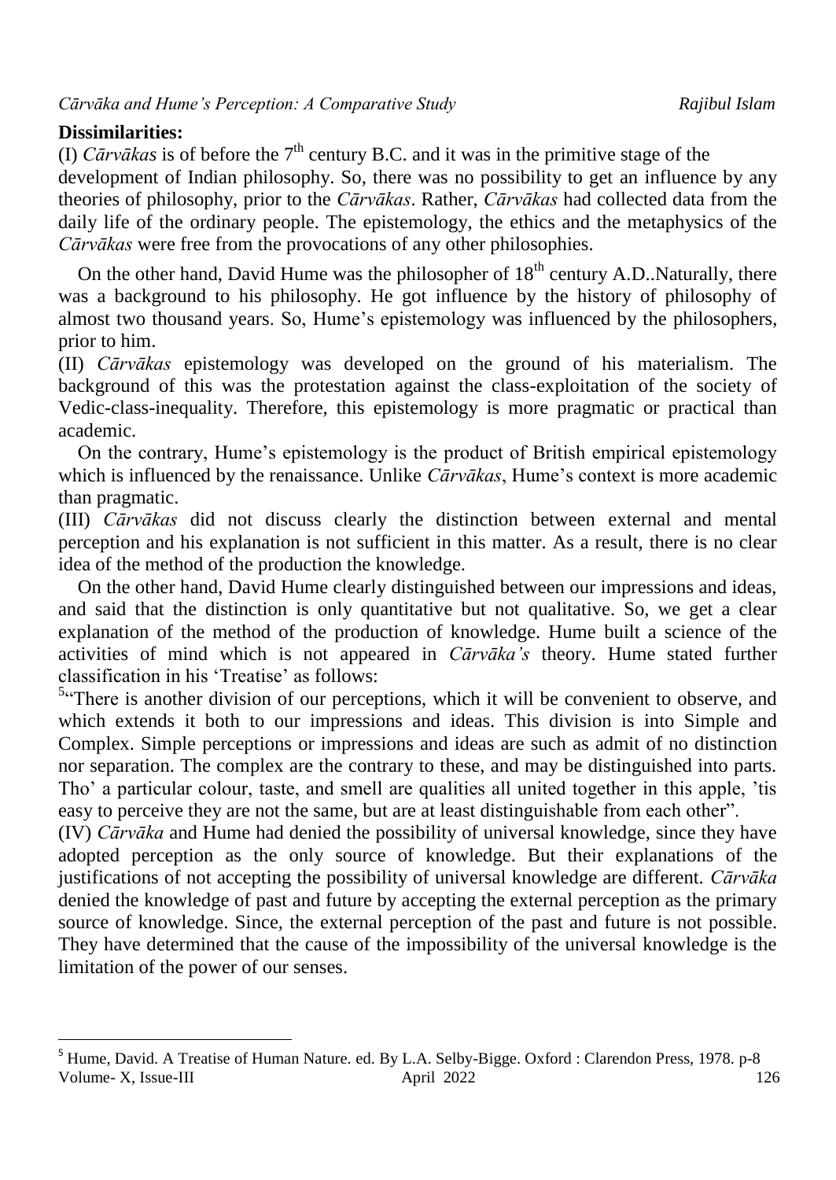**Dissimilarities:**

(I) *Cārvākas* is of before the 7th century B.C. and it was in the primitive stage of the development of Indian philosophy. So, there was no possibility to get an influence by any theories of philosophy, prior to the *Cārvākas*. Rather, *Cārvākas* had collected data from the daily life of the ordinary people. The epistemology, the ethics and the metaphysics of the *Cārvākas* were free from the provocations of any other philosophies.

On the other hand, David Hume was the philosopher of 18th century A.D..Naturally, there was a background to his philosophy. He got influence by the history of philosophy of almost two thousand years. So, Hume's epistemology was influenced by the philosophers, prior to him.

(II) *Cārvākas* epistemology was developed on the ground of his materialism. The background of this was the protestation against the class-exploitation of the society of Vedic-class-inequality. Therefore, this epistemology is more pragmatic or practical than academic.

On the contrary, Hume's epistemology is the product of British empirical epistemology which is influenced by the renaissance. Unlike *Cārvākas*, Hume's context is more academic than pragmatic.

(III) *Cārvākas* did not discuss clearly the distinction between external and mental perception and his explanation is not sufficient in this matter. As a result, there is no clear idea of the method of the production the knowledge.

On the other hand, David Hume clearly distinguished between our impressions and ideas, and said that the distinction is only quantitative but not qualitative. So, we get a clear explanation of the method of the production of knowledge. Hume built a science of the activities of mind which is not appeared in *Cārvāka's* theory. Hume stated further classification in his 'Treatise' as follows:

[5]"There is another division of our perceptions, which it will be convenient to observe, and which extends it both to our impressions and ideas. This division is into Simple and Complex. Simple perceptions or impressions and ideas are such as admit of no distinction nor separation. The complex are the contrary to these, and may be distinguished into parts. Tho' a particular colour, taste, and smell are qualities all united together in this apple, 'tis easy to perceive they are not the same, but are at least distinguishable from each other".

(IV) *Cārvāka* and Hume had denied the possibility of universal knowledge, since they have adopted perception as the only source of knowledge. But their explanations of the justifications of not accepting the possibility of universal knowledge are different. *Cārvāka* denied the knowledge of past and future by accepting the external perception as the primary source of knowledge. Since, the external perception of the past and future is not possible. They have determined that the cause of the impossibility of the universal knowledge is the limitation of the power of our senses.

---

[5] Hume, David. A Treatise of Human Nature. ed. By L.A. Selby-Bigge. Oxford : Clarendon Press, 1978. p-8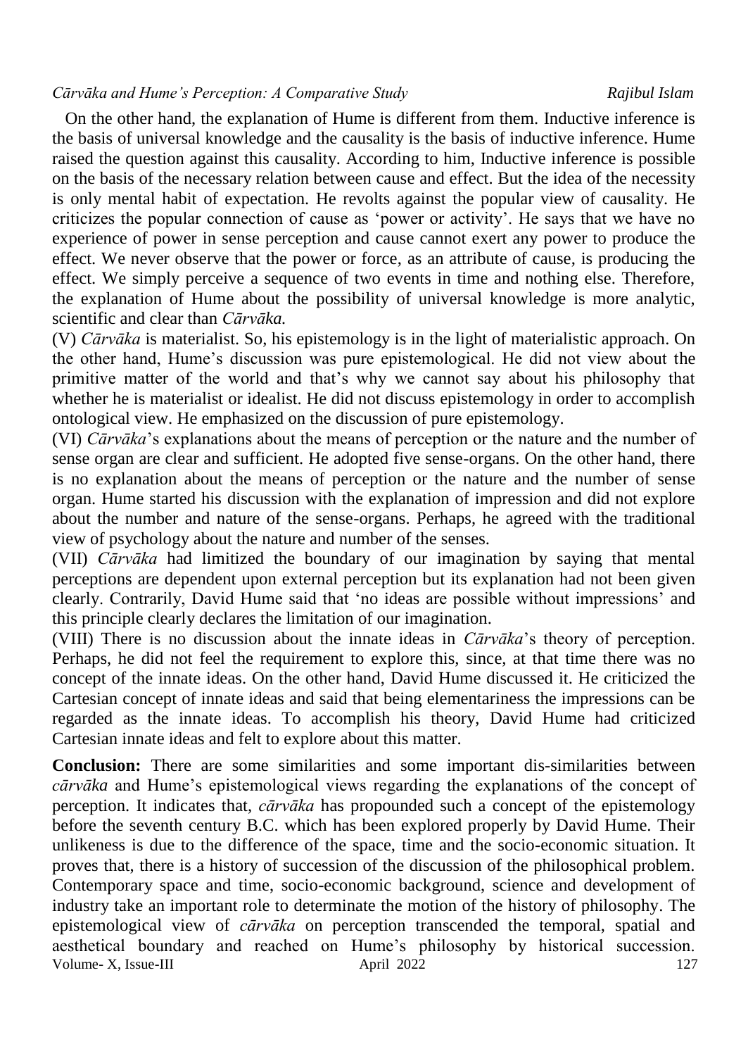On the other hand, the explanation of Hume is different from them. Inductive inference is the basis of universal knowledge and the causality is the basis of inductive inference. Hume raised the question against this causality. According to him, Inductive inference is possible on the basis of the necessary relation between cause and effect. But the idea of the necessity is only mental habit of expectation. He revolts against the popular view of causality. He criticizes the popular connection of cause as 'power or activity'. He says that we have no experience of power in sense perception and cause cannot exert any power to produce the effect. We never observe that the power or force, as an attribute of cause, is producing the effect. We simply perceive a sequence of two events in time and nothing else. Therefore, the explanation of Hume about the possibility of universal knowledge is more analytic, scientific and clear than *Cārvāka.*

(V) *Cārvāka* is materialist. So, his epistemology is in the light of materialistic approach. On the other hand, Hume's discussion was pure epistemological. He did not view about the primitive matter of the world and that's why we cannot say about his philosophy that whether he is materialist or idealist. He did not discuss epistemology in order to accomplish ontological view. He emphasized on the discussion of pure epistemology.

(VI) *Cārvāka*'s explanations about the means of perception or the nature and the number of sense organ are clear and sufficient. He adopted five sense-organs. On the other hand, there is no explanation about the means of perception or the nature and the number of sense organ. Hume started his discussion with the explanation of impression and did not explore about the number and nature of the sense-organs. Perhaps, he agreed with the traditional view of psychology about the nature and number of the senses.

(VII) *Cārvāka* had limitized the boundary of our imagination by saying that mental perceptions are dependent upon external perception but its explanation had not been given clearly. Contrarily, David Hume said that 'no ideas are possible without impressions' and this principle clearly declares the limitation of our imagination.

(VIII) There is no discussion about the innate ideas in *Cārvāka*'s theory of perception. Perhaps, he did not feel the requirement to explore this, since, at that time there was no concept of the innate ideas. On the other hand, David Hume discussed it. He criticized the Cartesian concept of innate ideas and said that being elementariness the impressions can be regarded as the innate ideas. To accomplish his theory, David Hume had criticized Cartesian innate ideas and felt to explore about this matter.

**Conclusion:** There are some similarities and some important dis-similarities between *cārvāka* and Hume's epistemological views regarding the explanations of the concept of perception. It indicates that, *cārvāka* has propounded such a concept of the epistemology before the seventh century B.C. which has been explored properly by David Hume. Their unlikeness is due to the difference of the space, time and the socio-economic situation. It proves that, there is a history of succession of the discussion of the philosophical problem. Contemporary space and time, socio-economic background, science and development of industry take an important role to determinate the motion of the history of philosophy. The epistemological view of *cārvāka* on perception transcended the temporal, spatial and aesthetical boundary and reached on Hume's philosophy by historical succession.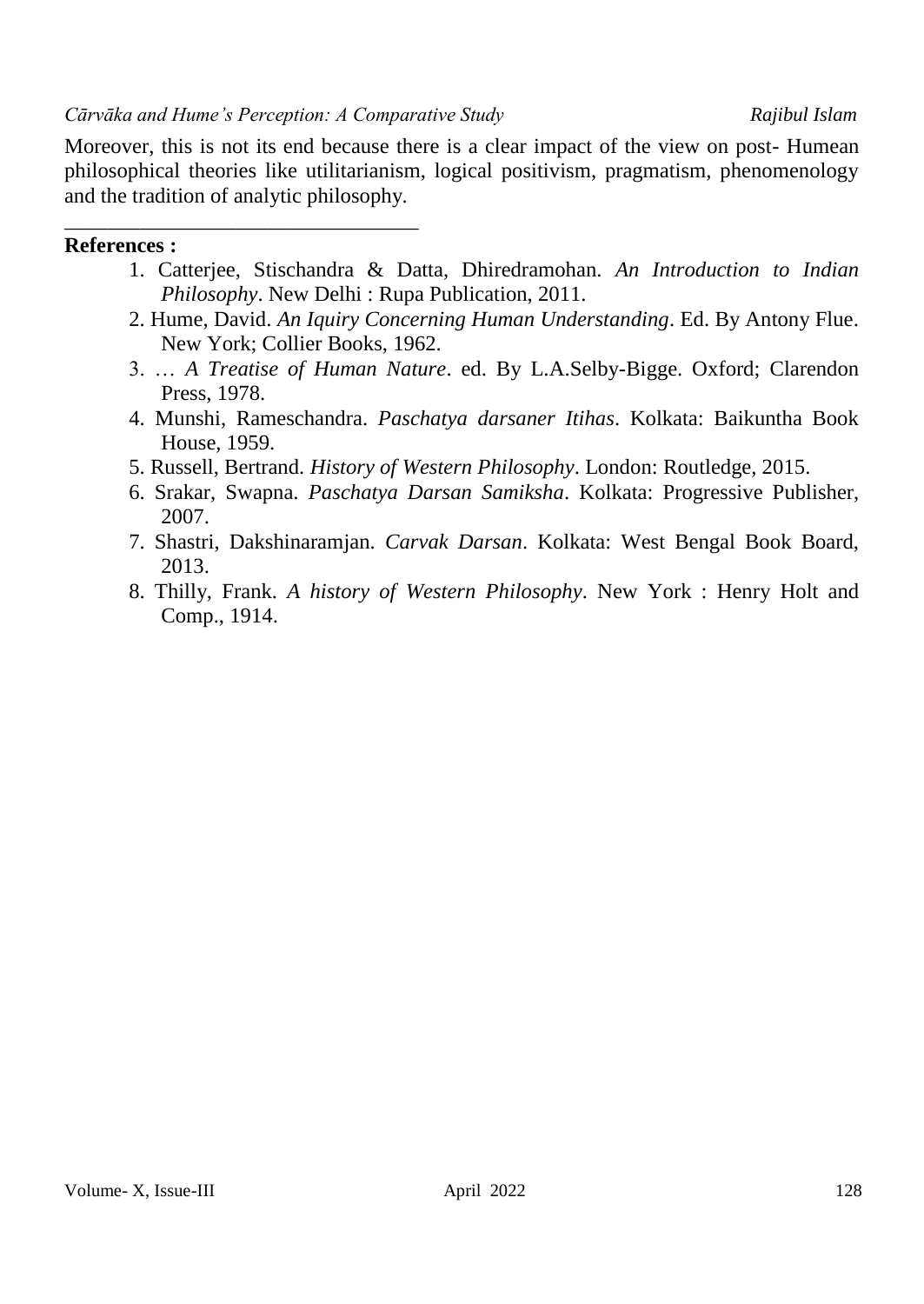Moreover, this is not its end because there is a clear impact of the view on post- Humean philosophical theories like utilitarianism, logical positivism, pragmatism, phenomenology and the tradition of analytic philosophy.

---

**References :**

1. Catterjee, Stischandra & Datta, Dhiredramohan. *An Introduction to Indian Philosophy*. New Delhi : Rupa Publication, 2011.
2. Hume, David. *An Iquiry Concerning Human Understanding*. Ed. By Antony Flue. New York; Collier Books, 1962.
3. … *A Treatise of Human Nature*. ed. By L.A.Selby-Bigge. Oxford; Clarendon Press, 1978.
4. Munshi, Rameschandra. *Paschatya darsaner Itihas*. Kolkata: Baikuntha Book House, 1959.
5. Russell, Bertrand. *History of Western Philosophy*. London: Routledge, 2015.
6. Srakar, Swapna. *Paschatya Darsan Samiksha*. Kolkata: Progressive Publisher, 2007.
7. Shastri, Dakshinaramjan. *Carvak Darsan*. Kolkata: West Bengal Book Board, 2013.
8. Thilly, Frank. *A history of Western Philosophy*. New York : Henry Holt and Comp., 1914.